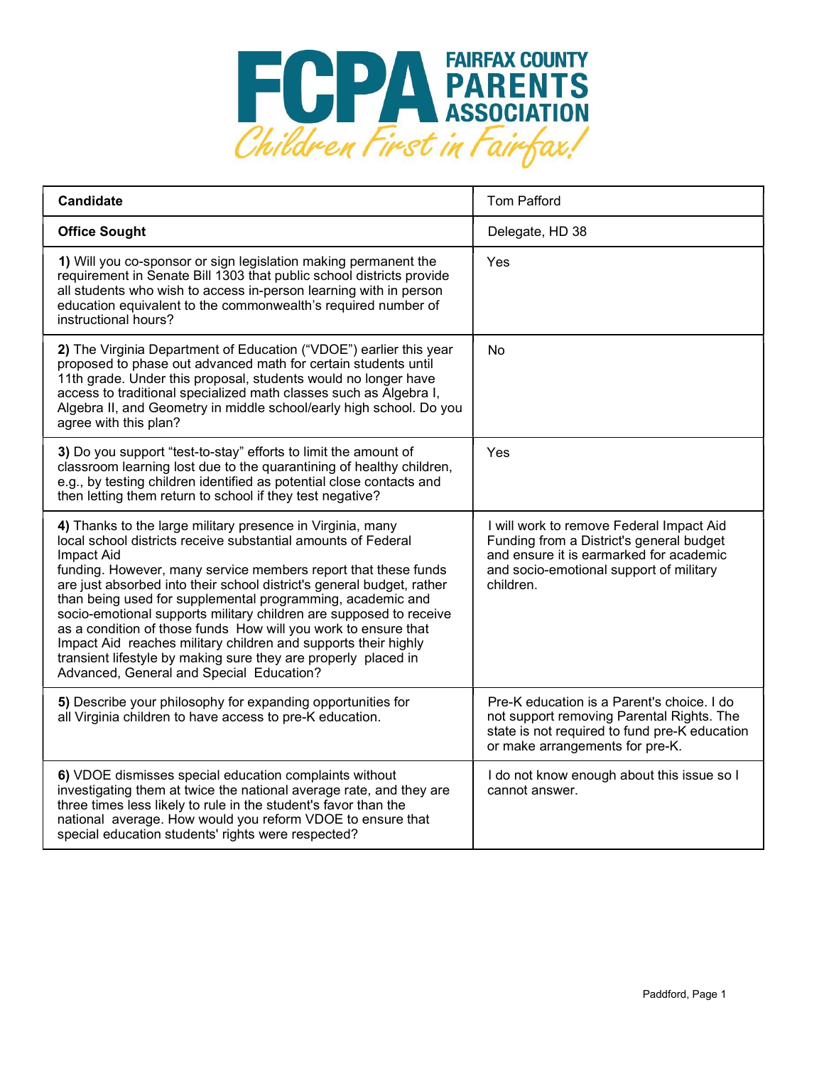# FCPA FAIRFAX COUNTY PARENTS ASSOCIATION

*Children First in Fairfax!*

| **Candidate** | Tom Pafford |
|---|---|
| **Office Sought** | Delegate, HD 38 |
| **1)** Will you co-sponsor or sign legislation making permanent the requirement in Senate Bill 1303 that public school districts provide all students who wish to access in-person learning with in person education equivalent to the commonwealth's required number of instructional hours? | Yes |
| **2)** The Virginia Department of Education ("VDOE") earlier this year proposed to phase out advanced math for certain students until 11th grade. Under this proposal, students would no longer have access to traditional specialized math classes such as Algebra I, Algebra II, and Geometry in middle school/early high school. Do you agree with this plan? | No |
| **3)** Do you support "test-to-stay" efforts to limit the amount of classroom learning lost due to the quarantining of healthy children, e.g., by testing children identified as potential close contacts and then letting them return to school if they test negative? | Yes |
| **4)** Thanks to the large military presence in Virginia, many local school districts receive substantial amounts of Federal Impact Aid funding. However, many service members report that these funds are just absorbed into their school district's general budget, rather than being used for supplemental programming, academic and socio-emotional supports military children are supposed to receive as a condition of those funds How will you work to ensure that Impact Aid reaches military children and supports their highly transient lifestyle by making sure they are properly placed in Advanced, General and Special Education? | I will work to remove Federal Impact Aid Funding from a District's general budget and ensure it is earmarked for academic and socio-emotional support of military children. |
| **5)** Describe your philosophy for expanding opportunities for all Virginia children to have access to pre-K education. | Pre-K education is a Parent's choice. I do not support removing Parental Rights. The state is not required to fund pre-K education or make arrangements for pre-K. |
| **6)** VDOE dismisses special education complaints without investigating them at twice the national average rate, and they are three times less likely to rule in the student's favor than the national average. How would you reform VDOE to ensure that special education students' rights were respected? | I do not know enough about this issue so I cannot answer. |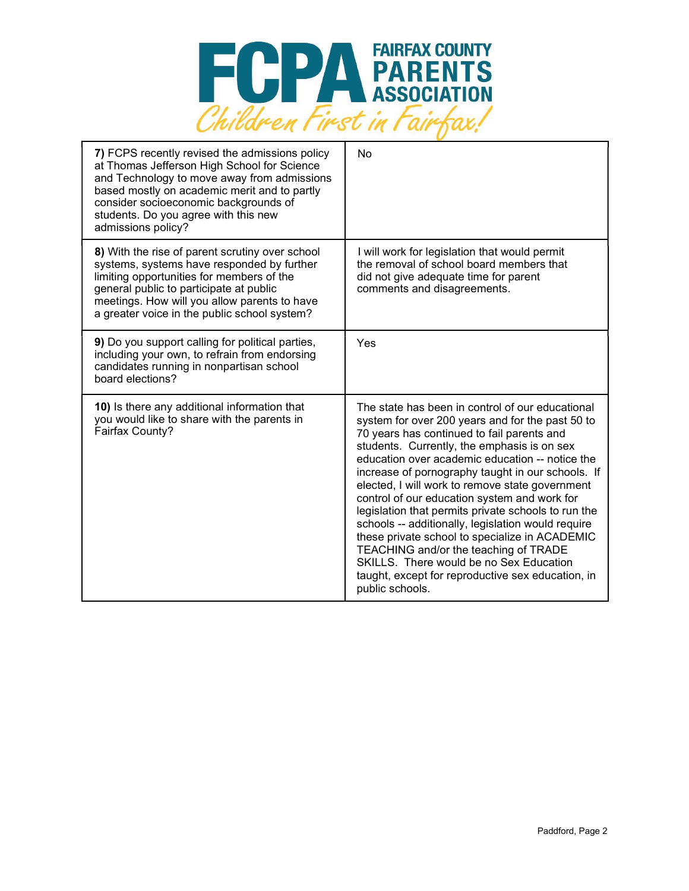# FCPA FAIRFAX COUNTY PARENTS ASSOCIATION

*Children First in Fairfax!*

| | |
|---|---|
| **7)** FCPS recently revised the admissions policy at Thomas Jefferson High School for Science and Technology to move away from admissions based mostly on academic merit and to partly consider socioeconomic backgrounds of students. Do you agree with this new admissions policy? | No |
| **8)** With the rise of parent scrutiny over school systems, systems have responded by further limiting opportunities for members of the general public to participate at public meetings. How will you allow parents to have a greater voice in the public school system? | I will work for legislation that would permit the removal of school board members that did not give adequate time for parent comments and disagreements. |
| **9)** Do you support calling for political parties, including your own, to refrain from endorsing candidates running in nonpartisan school board elections? | Yes |
| **10)** Is there any additional information that you would like to share with the parents in Fairfax County? | The state has been in control of our educational system for over 200 years and for the past 50 to 70 years has continued to fail parents and students. Currently, the emphasis is on sex education over academic education -- notice the increase of pornography taught in our schools. If elected, I will work to remove state government control of our education system and work for legislation that permits private schools to run the schools -- additionally, legislation would require these private school to specialize in ACADEMIC TEACHING and/or the teaching of TRADE SKILLS. There would be no Sex Education taught, except for reproductive sex education, in public schools. |